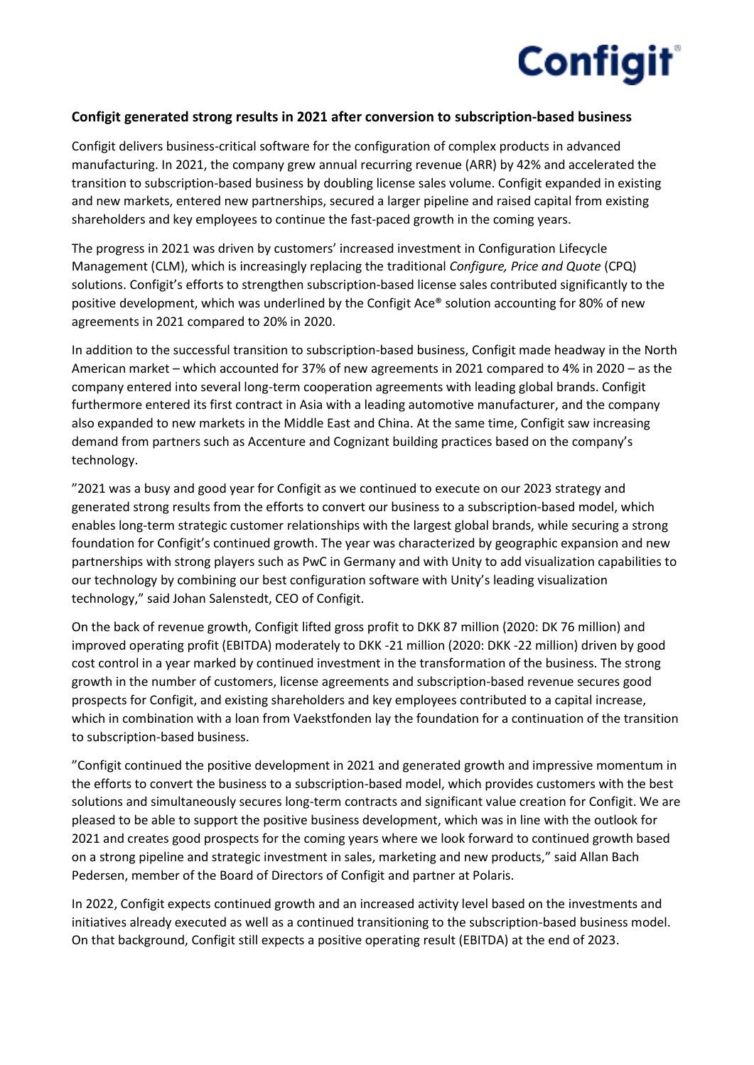**Configit generated strong results in 2021 after conversion to subscription-based business**

Configit delivers business-critical software for the configuration of complex products in advanced manufacturing. In 2021, the company grew annual recurring revenue (ARR) by 42% and accelerated the transition to subscription-based business by doubling license sales volume. Configit expanded in existing and new markets, entered new partnerships, secured a larger pipeline and raised capital from existing shareholders and key employees to continue the fast-paced growth in the coming years.

The progress in 2021 was driven by customers' increased investment in Configuration Lifecycle Management (CLM), which is increasingly replacing the traditional *Configure, Price and Quote* (CPQ) solutions. Configit's efforts to strengthen subscription-based license sales contributed significantly to the positive development, which was underlined by the Configit Ace® solution accounting for 80% of new agreements in 2021 compared to 20% in 2020.

In addition to the successful transition to subscription-based business, Configit made headway in the North American market – which accounted for 37% of new agreements in 2021 compared to 4% in 2020 – as the company entered into several long-term cooperation agreements with leading global brands. Configit furthermore entered its first contract in Asia with a leading automotive manufacturer, and the company also expanded to new markets in the Middle East and China. At the same time, Configit saw increasing demand from partners such as Accenture and Cognizant building practices based on the company's technology.

”2021 was a busy and good year for Configit as we continued to execute on our 2023 strategy and generated strong results from the efforts to convert our business to a subscription-based model, which enables long-term strategic customer relationships with the largest global brands, while securing a strong foundation for Configit's continued growth. The year was characterized by geographic expansion and new partnerships with strong players such as PwC in Germany and with Unity to add visualization capabilities to our technology by combining our best configuration software with Unity's leading visualization technology," said Johan Salenstedt, CEO of Configit.

On the back of revenue growth, Configit lifted gross profit to DKK 87 million (2020: DK 76 million) and improved operating profit (EBITDA) moderately to DKK -21 million (2020: DKK -22 million) driven by good cost control in a year marked by continued investment in the transformation of the business. The strong growth in the number of customers, license agreements and subscription-based revenue secures good prospects for Configit, and existing shareholders and key employees contributed to a capital increase, which in combination with a loan from Vaekstfonden lay the foundation for a continuation of the transition to subscription-based business.

”Configit continued the positive development in 2021 and generated growth and impressive momentum in the efforts to convert the business to a subscription-based model, which provides customers with the best solutions and simultaneously secures long-term contracts and significant value creation for Configit. We are pleased to be able to support the positive business development, which was in line with the outlook for 2021 and creates good prospects for the coming years where we look forward to continued growth based on a strong pipeline and strategic investment in sales, marketing and new products," said Allan Bach Pedersen, member of the Board of Directors of Configit and partner at Polaris.

In 2022, Configit expects continued growth and an increased activity level based on the investments and initiatives already executed as well as a continued transitioning to the subscription-based business model. On that background, Configit still expects a positive operating result (EBITDA) at the end of 2023.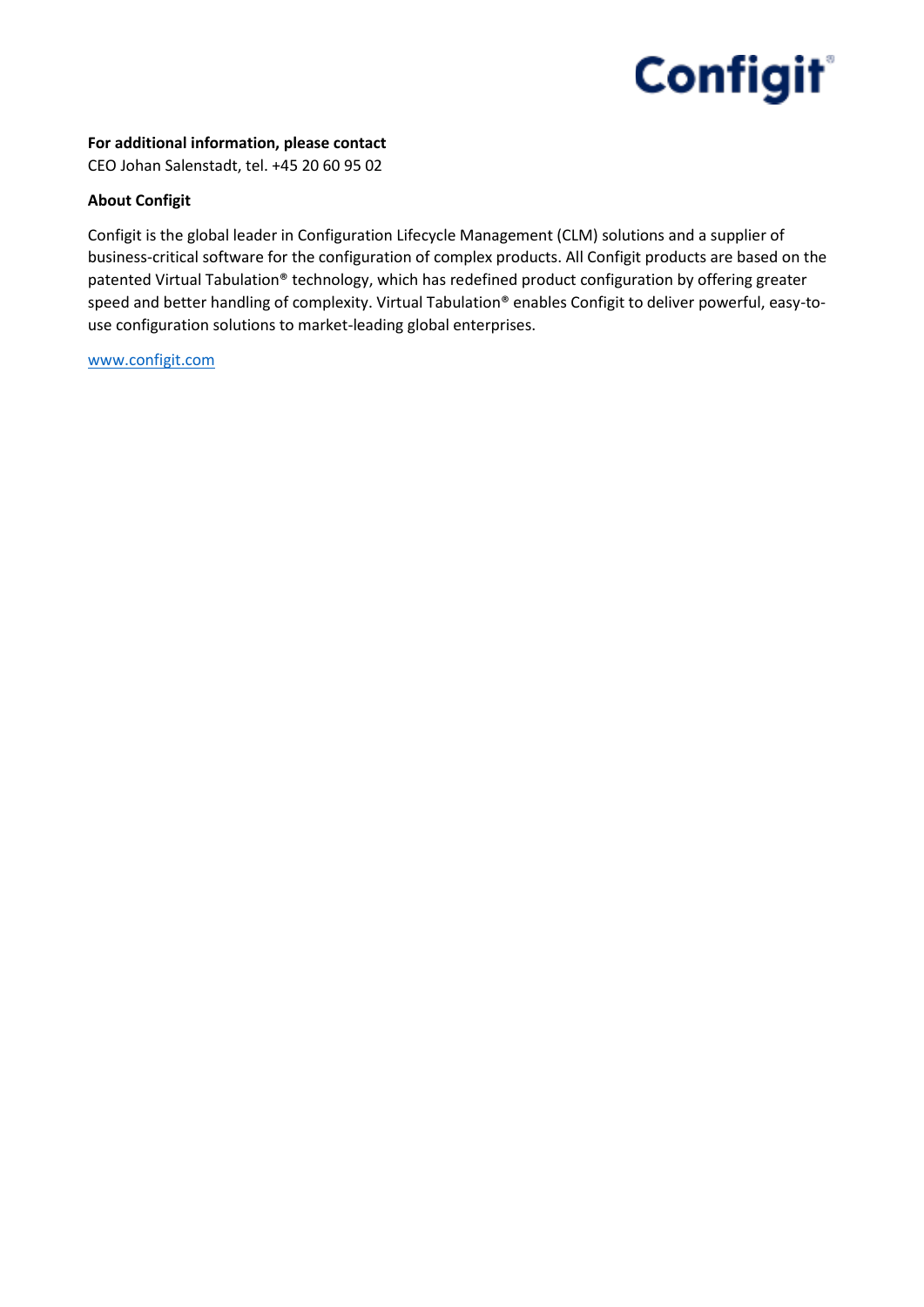**For additional information, please contact**
CEO Johan Salenstadt, tel. +45 20 60 95 02

**About Configit**

Configit is the global leader in Configuration Lifecycle Management (CLM) solutions and a supplier of business-critical software for the configuration of complex products. All Configit products are based on the patented Virtual Tabulation® technology, which has redefined product configuration by offering greater speed and better handling of complexity. Virtual Tabulation® enables Configit to deliver powerful, easy-to-use configuration solutions to market-leading global enterprises.

[www.configit.com](http://www.configit.com)